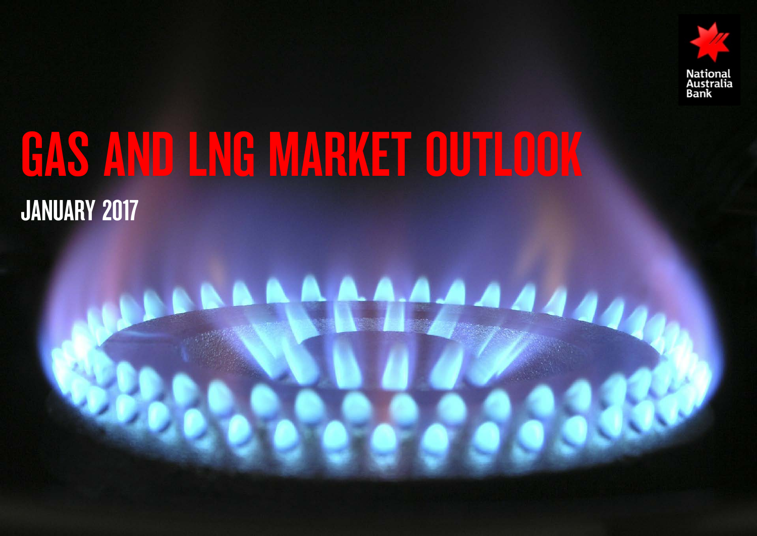# GAS AND LNG MARKET OUTLOOK

## JANUARY 2017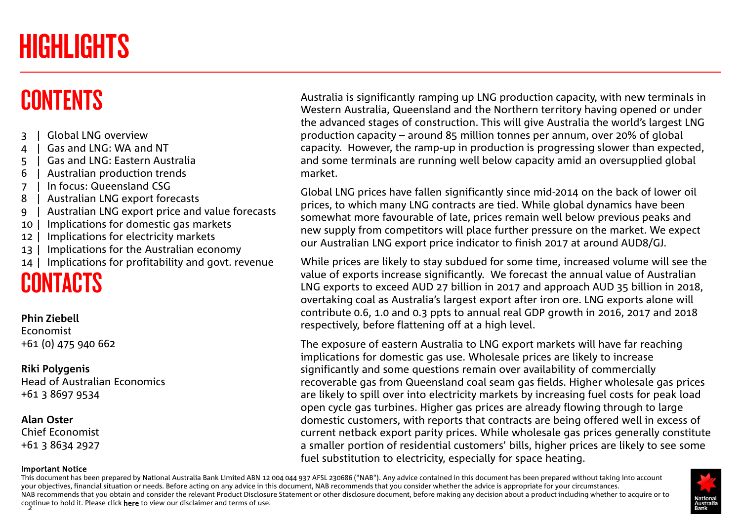# HIGHLIGHTS

## CONTENTS

- 3 | Global LNG overview
- 4 | Gas and LNG: WA and NT
- 5 | Gas and LNG: Eastern Australia
- 6 | Australian production trends
- 7 | In focus: Queensland CSG
- 8 | Australian LNG export forecasts
- 9 | Australian LNG export price and value forecasts
- 10 | Implications for domestic gas markets
- 12 | Implications for electricity markets
- 13 | Implications for the Australian economy
- 14 | Implications for profitability and govt. revenue

## CONTACTS

**Phin Ziebell**
Economist
+61 (0) 475 940 662

**Riki Polygenis**
Head of Australian Economics
+61 3 8697 9534

**Alan Oster**
Chief Economist
+61 3 8634 2927

Australia is significantly ramping up LNG production capacity, with new terminals in Western Australia, Queensland and the Northern territory having opened or under the advanced stages of construction. This will give Australia the world's largest LNG production capacity – around 85 million tonnes per annum, over 20% of global capacity. However, the ramp-up in production is progressing slower than expected, and some terminals are running well below capacity amid an oversupplied global market.

Global LNG prices have fallen significantly since mid-2014 on the back of lower oil prices, to which many LNG contracts are tied. While global dynamics have been somewhat more favourable of late, prices remain well below previous peaks and new supply from competitors will place further pressure on the market. We expect our Australian LNG export price indicator to finish 2017 at around AUD8/GJ.

While prices are likely to stay subdued for some time, increased volume will see the value of exports increase significantly. We forecast the annual value of Australian LNG exports to exceed AUD 27 billion in 2017 and approach AUD 35 billion in 2018, overtaking coal as Australia's largest export after iron ore. LNG exports alone will contribute 0.6, 1.0 and 0.3 ppts to annual real GDP growth in 2016, 2017 and 2018 respectively, before flattening off at a high level.

The exposure of eastern Australia to LNG export markets will have far reaching implications for domestic gas use. Wholesale prices are likely to increase significantly and some questions remain over availability of commercially recoverable gas from Queensland coal seam gas fields. Higher wholesale gas prices are likely to spill over into electricity markets by increasing fuel costs for peak load open cycle gas turbines. Higher gas prices are already flowing through to large domestic customers, with reports that contracts are being offered well in excess of current netback export parity prices. While wholesale gas prices generally constitute a smaller portion of residential customers' bills, higher prices are likely to see some fuel substitution to electricity, especially for space heating.

**Important Notice**

This document has been prepared by National Australia Bank Limited ABN 12 004 044 937 AFSL 230686 ("NAB"). Any advice contained in this document has been prepared without taking into account your objectives, financial situation or needs. Before acting on any advice in this document, NAB recommends that you consider whether the advice is appropriate for your circumstances. NAB recommends that you obtain and consider the relevant Product Disclosure Statement or other disclosure document, before making any decision about a product including whether to acquire or to continue to hold it. Please click here to view our disclaimer and terms of use.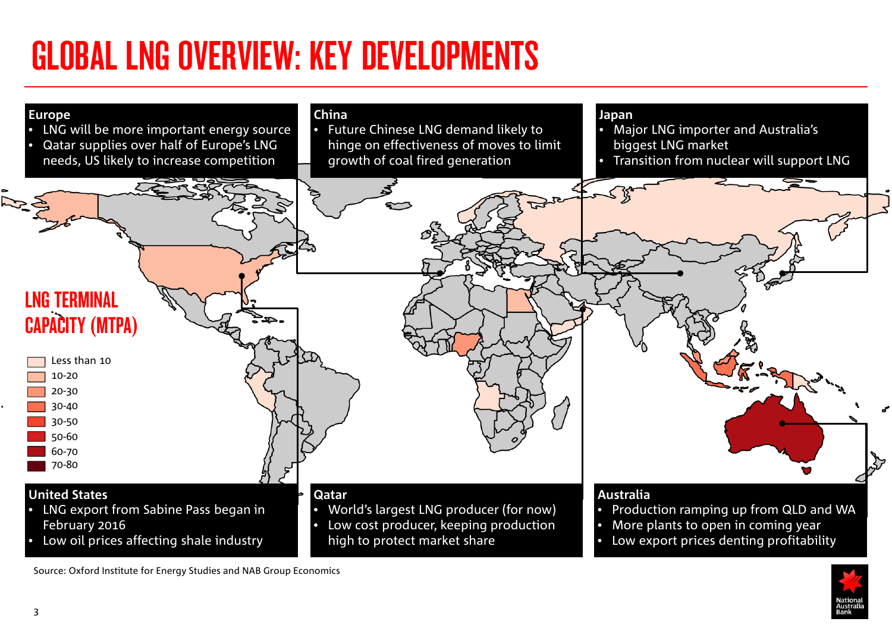# GLOBAL LNG OVERVIEW: KEY DEVELOPMENTS

**Europe**
- LNG will be more important energy source
- Qatar supplies over half of Europe's LNG needs, US likely to increase competition

**China**
- Future Chinese LNG demand likely to hinge on effectiveness of moves to limit growth of coal fired generation

**Japan**
- Major LNG importer and Australia's biggest LNG market
- Transition from nuclear will support LNG

**LNG TERMINAL CAPACITY (MTPA)**

- Less than 10
- 10-20
- 20-30
- 30-40
- 30-50
- 50-60
- 60-70
- 70-80

**United States**
- LNG export from Sabine Pass began in February 2016
- Low oil prices affecting shale industry

**Qatar**
- World's largest LNG producer (for now)
- Low cost producer, keeping production high to protect market share

**Australia**
- Production ramping up from QLD and WA
- More plants to open in coming year
- Low export prices denting profitability

Source: Oxford Institute for Energy Studies and NAB Group Economics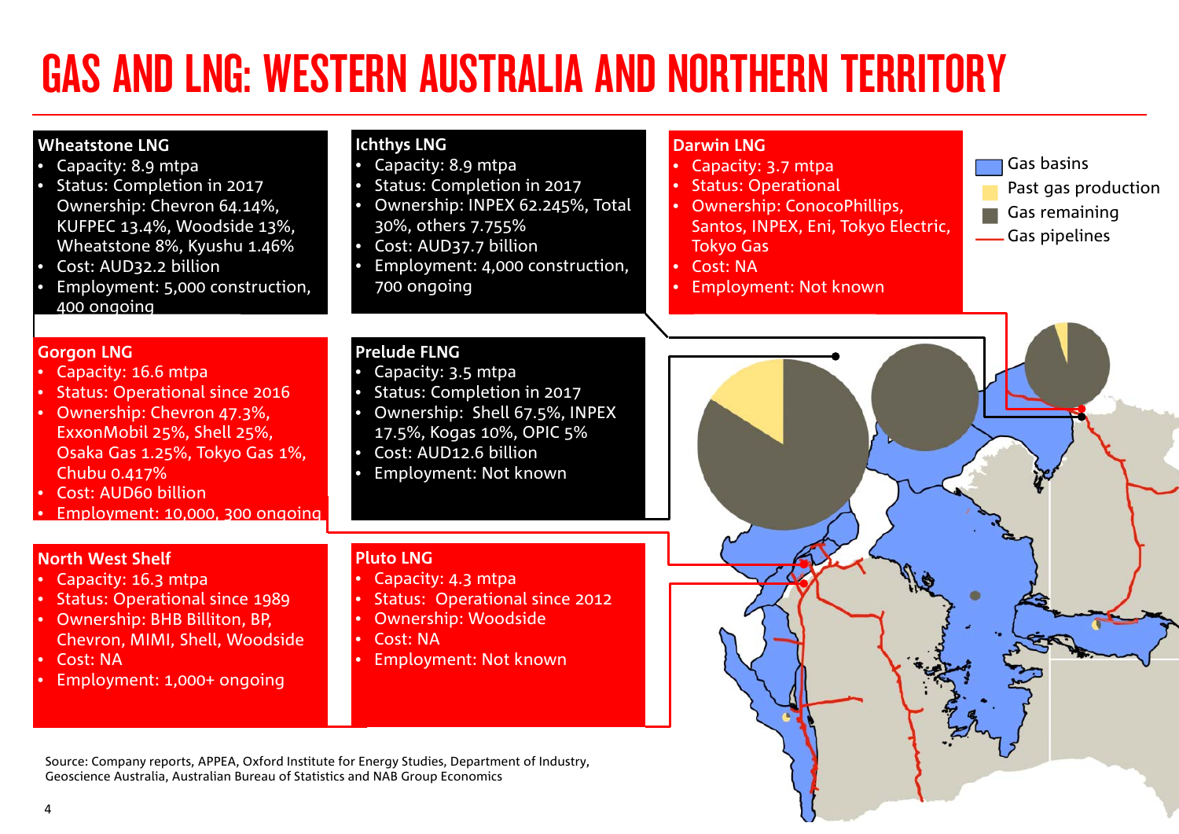# GAS AND LNG: WESTERN AUSTRALIA AND NORTHERN TERRITORY

### Wheatstone LNG
- Capacity: 8.9 mtpa
- Status: Completion in 2017
  Ownership: Chevron 64.14%, KUFPEC 13.4%, Woodside 13%, Wheatstone 8%, Kyushu 1.46%
- Cost: AUD32.2 billion
- Employment: 5,000 construction, 400 ongoing

### Ichthys LNG
- Capacity: 8.9 mtpa
- Status: Completion in 2017
- Ownership: INPEX 62.245%, Total 30%, others 7.755%
- Cost: AUD37.7 billion
- Employment: 4,000 construction, 700 ongoing

### Darwin LNG
- Capacity: 3.7 mtpa
- Status: Operational
- Ownership: ConocoPhillips, Santos, INPEX, Eni, Tokyo Electric, Tokyo Gas
- Cost: NA
- Employment: Not known

### Gorgon LNG
- Capacity: 16.6 mtpa
- Status: Operational since 2016
- Ownership: Chevron 47.3%, ExxonMobil 25%, Shell 25%, Osaka Gas 1.25%, Tokyo Gas 1%, Chubu 0.417%
- Cost: AUD60 billion
- Employment: 10,000, 300 ongoing

### Prelude FLNG
- Capacity: 3.5 mtpa
- Status: Completion in 2017
- Ownership: Shell 67.5%, INPEX 17.5%, Kogas 10%, OPIC 5%
- Cost: AUD12.6 billion
- Employment: Not known

### North West Shelf
- Capacity: 16.3 mtpa
- Status: Operational since 1989
- Ownership: BHB Billiton, BP, Chevron, MIMI, Shell, Woodside
- Cost: NA
- Employment: 1,000+ ongoing

### Pluto LNG
- Capacity: 4.3 mtpa
- Status: Operational since 2012
- Ownership: Woodside
- Cost: NA
- Employment: Not known

Legend: Gas basins; Past gas production; Gas remaining; Gas pipelines

Source: Company reports, APPEA, Oxford Institute for Energy Studies, Department of Industry, Geoscience Australia, Australian Bureau of Statistics and NAB Group Economics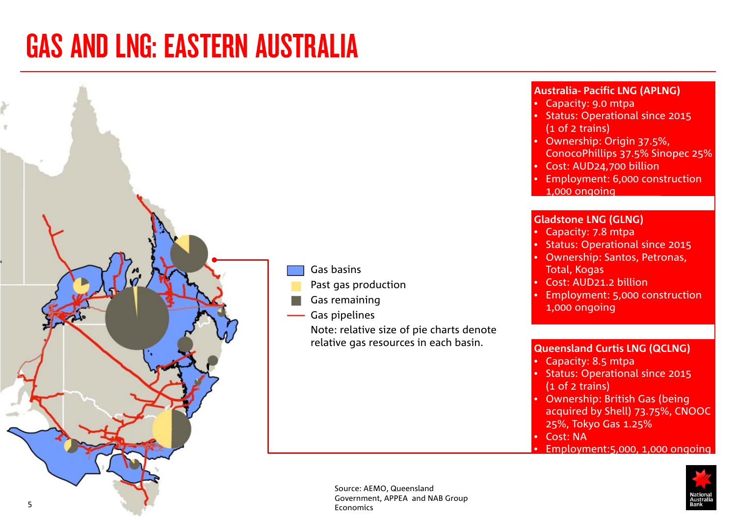# GAS AND LNG: EASTERN AUSTRALIA

Gas basins

Past gas production

Gas remaining

Gas pipelines

Note: relative size of pie charts denote relative gas resources in each basin.

**Australia- Pacific LNG (APLNG)**

- Capacity: 9.0 mtpa
- Status: Operational since 2015 (1 of 2 trains)
- Ownership: Origin 37.5%, ConocoPhillips 37.5% Sinopec 25%
- Cost: AUD24,700 billion
- Employment: 6,000 construction 1,000 ongoing

**Gladstone LNG (GLNG)**

- Capacity: 7.8 mtpa
- Status: Operational since 2015
- Ownership: Santos, Petronas, Total, Kogas
- Cost: AUD21.2 billion
- Employment: 5,000 construction 1,000 ongoing

**Queensland Curtis LNG (QCLNG)**

- Capacity: 8.5 mtpa
- Status: Operational since 2015 (1 of 2 trains)
- Ownership: British Gas (being acquired by Shell) 73.75%, CNOOC 25%, Tokyo Gas 1.25%
- Cost: NA
- Employment:5,000, 1,000 ongoing

Source: AEMO, Queensland Government, APPEA and NAB Group Economics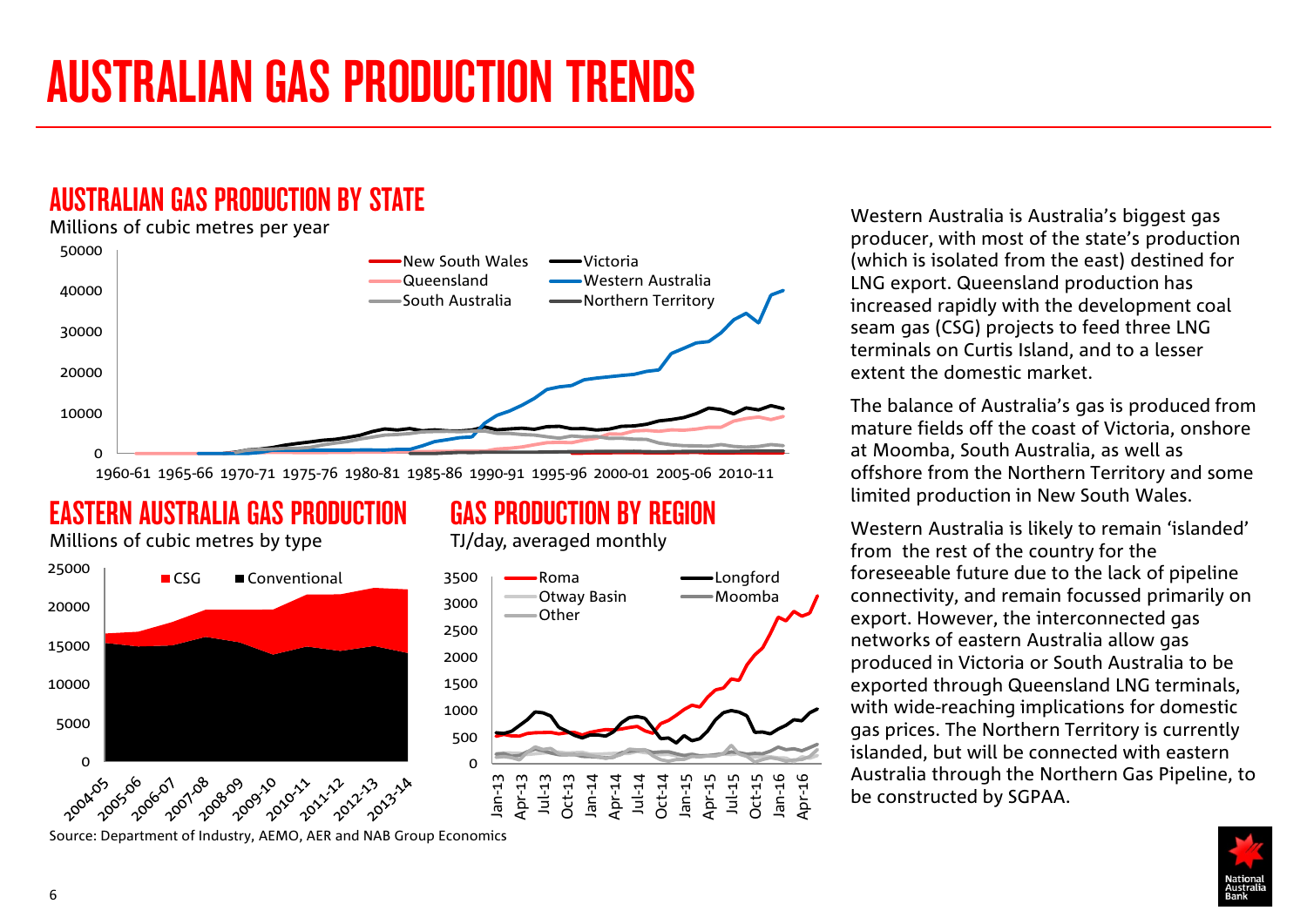# AUSTRALIAN GAS PRODUCTION TRENDS

## AUSTRALIAN GAS PRODUCTION BY STATE

Millions of cubic metres per year

## EASTERN AUSTRALIA GAS PRODUCTION

Millions of cubic metres by type

## GAS PRODUCTION BY REGION

TJ/day, averaged monthly

Source: Department of Industry, AEMO, AER and NAB Group Economics

Western Australia is Australia's biggest gas producer, with most of the state's production (which is isolated from the east) destined for LNG export. Queensland production has increased rapidly with the development coal seam gas (CSG) projects to feed three LNG terminals on Curtis Island, and to a lesser extent the domestic market.

The balance of Australia's gas is produced from mature fields off the coast of Victoria, onshore at Moomba, South Australia, as well as offshore from the Northern Territory and some limited production in New South Wales.

Western Australia is likely to remain 'islanded' from the rest of the country for the foreseeable future due to the lack of pipeline connectivity, and remain focussed primarily on export. However, the interconnected gas networks of eastern Australia allow gas produced in Victoria or South Australia to be exported through Queensland LNG terminals, with wide-reaching implications for domestic gas prices. The Northern Territory is currently islanded, but will be connected with eastern Australia through the Northern Gas Pipeline, to be constructed by SGPAA.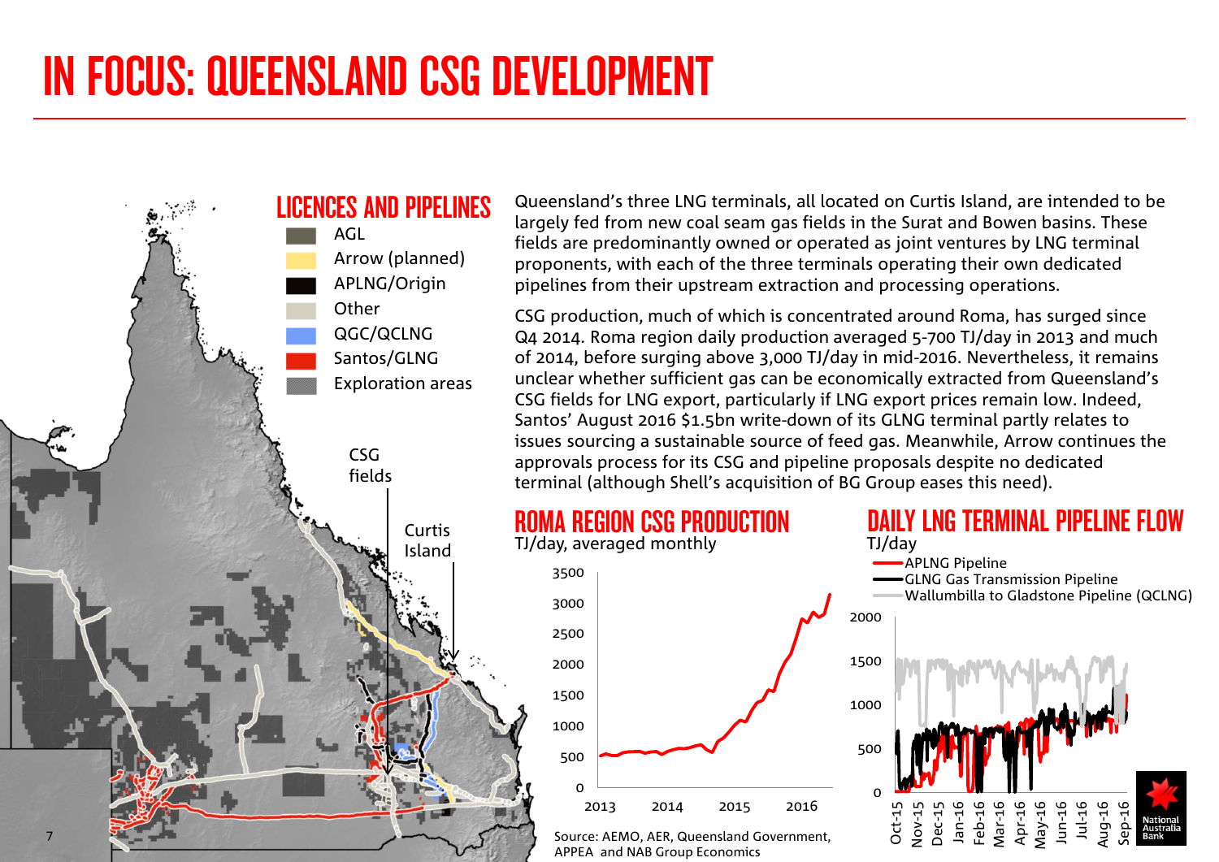# IN FOCUS: QUEENSLAND CSG DEVELOPMENT

## LICENCES AND PIPELINES

- AGL
- Arrow (planned)
- APLNG/Origin
- Other
- QGC/QCLNG
- Santos/GLNG
- Exploration areas

CSG fields

Curtis Island

Queensland's three LNG terminals, all located on Curtis Island, are intended to be largely fed from new coal seam gas fields in the Surat and Bowen basins. These fields are predominantly owned or operated as joint ventures by LNG terminal proponents, with each of the three terminals operating their own dedicated pipelines from their upstream extraction and processing operations.

CSG production, much of which is concentrated around Roma, has surged since Q4 2014. Roma region daily production averaged 5-700 TJ/day in 2013 and much of 2014, before surging above 3,000 TJ/day in mid-2016. Nevertheless, it remains unclear whether sufficient gas can be economically extracted from Queensland's CSG fields for LNG export, particularly if LNG export prices remain low. Indeed, Santos' August 2016 $1.5bn write-down of its GLNG terminal partly relates to issues sourcing a sustainable source of feed gas. Meanwhile, Arrow continues the approvals process for its CSG and pipeline proposals despite no dedicated terminal (although Shell's acquisition of BG Group eases this need).

## ROMA REGION CSG PRODUCTION

TJ/day, averaged monthly

## DAILY LNG TERMINAL PIPELINE FLOW

TJ/day

- APLNG Pipeline
- GLNG Gas Transmission Pipeline
- Wallumbilla to Gladstone Pipeline (QCLNG)

Source: AEMO, AER, Queensland Government, APPEA and NAB Group Economics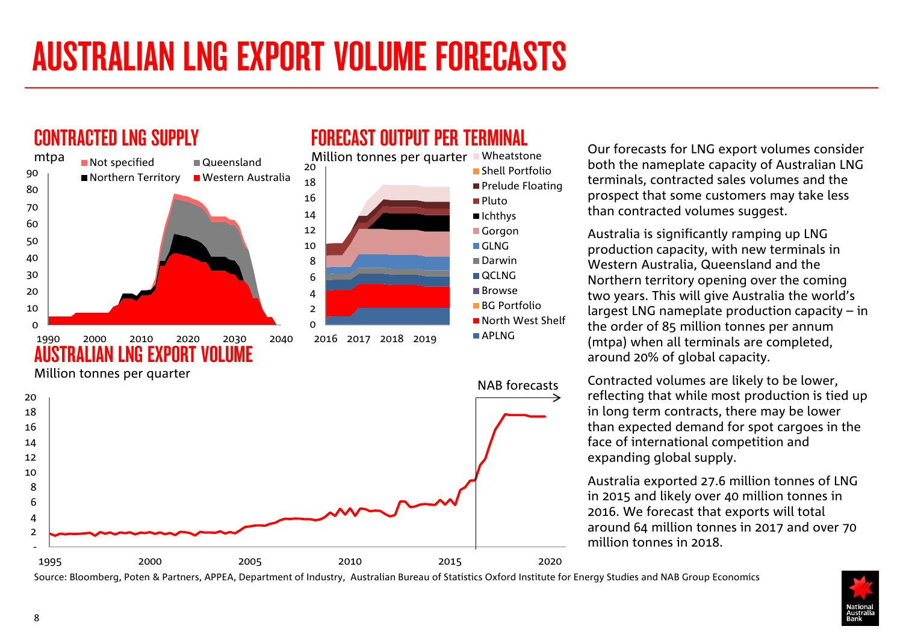# AUSTRALIAN LNG EXPORT VOLUME FORECASTS

## CONTRACTED LNG SUPPLY

mtpa

Not specified, Queensland, Northern Territory, Western Australia

## FORECAST OUTPUT PER TERMINAL

Million tonnes per quarter

Wheatstone, Shell Portfolio, Prelude Floating, Pluto, Ichthys, Gorgon, GLNG, Darwin, QCLNG, Browse, BG Portfolio, North West Shelf, APLNG

## AUSTRALIAN LNG EXPORT VOLUME

Million tonnes per quarter

NAB forecasts

Our forecasts for LNG export volumes consider both the nameplate capacity of Australian LNG terminals, contracted sales volumes and the prospect that some customers may take less than contracted volumes suggest.

Australia is significantly ramping up LNG production capacity, with new terminals in Western Australia, Queensland and the Northern territory opening over the coming two years. This will give Australia the world's largest LNG nameplate production capacity – in the order of 85 million tonnes per annum (mtpa) when all terminals are completed, around 20% of global capacity.

Contracted volumes are likely to be lower, reflecting that while most production is tied up in long term contracts, there may be lower than expected demand for spot cargoes in the face of international competition and expanding global supply.

Australia exported 27.6 million tonnes of LNG in 2015 and likely over 40 million tonnes in 2016. We forecast that exports will total around 64 million tonnes in 2017 and over 70 million tonnes in 2018.

Source: Bloomberg, Poten & Partners, APPEA, Department of Industry, Australian Bureau of Statistics Oxford Institute for Energy Studies and NAB Group Economics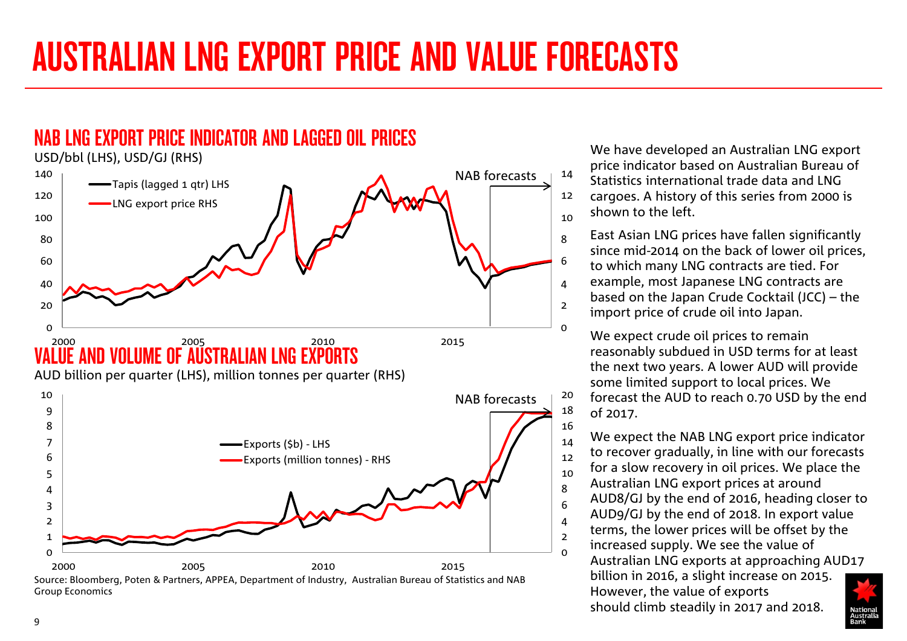# AUSTRALIAN LNG EXPORT PRICE AND VALUE FORECASTS

## NAB LNG EXPORT PRICE INDICATOR AND LAGGED OIL PRICES

USD/bbl (LHS), USD/GJ (RHS)

Tapis (lagged 1 qtr) LHS

LNG export price RHS

NAB forecasts

## VALUE AND VOLUME OF AUSTRALIAN LNG EXPORTS

AUD billion per quarter (LHS), million tonnes per quarter (RHS)

Exports ($b) - LHS

Exports (million tonnes) - RHS

NAB forecasts

Source: Bloomberg, Poten & Partners, APPEA, Department of Industry, Australian Bureau of Statistics and NAB Group Economics

We have developed an Australian LNG export price indicator based on Australian Bureau of Statistics international trade data and LNG cargoes. A history of this series from 2000 is shown to the left.

East Asian LNG prices have fallen significantly since mid-2014 on the back of lower oil prices, to which many LNG contracts are tied. For example, most Japanese LNG contracts are based on the Japan Crude Cocktail (JCC) – the import price of crude oil into Japan.

We expect crude oil prices to remain reasonably subdued in USD terms for at least the next two years. A lower AUD will provide some limited support to local prices. We forecast the AUD to reach 0.70 USD by the end of 2017.

We expect the NAB LNG export price indicator to recover gradually, in line with our forecasts for a slow recovery in oil prices. We place the Australian LNG export prices at around AUD8/GJ by the end of 2016, heading closer to AUD9/GJ by the end of 2018. In export value terms, the lower prices will be offset by the increased supply. We see the value of Australian LNG exports at approaching AUD17 billion in 2016, a slight increase on 2015. However, the value of exports should climb steadily in 2017 and 2018.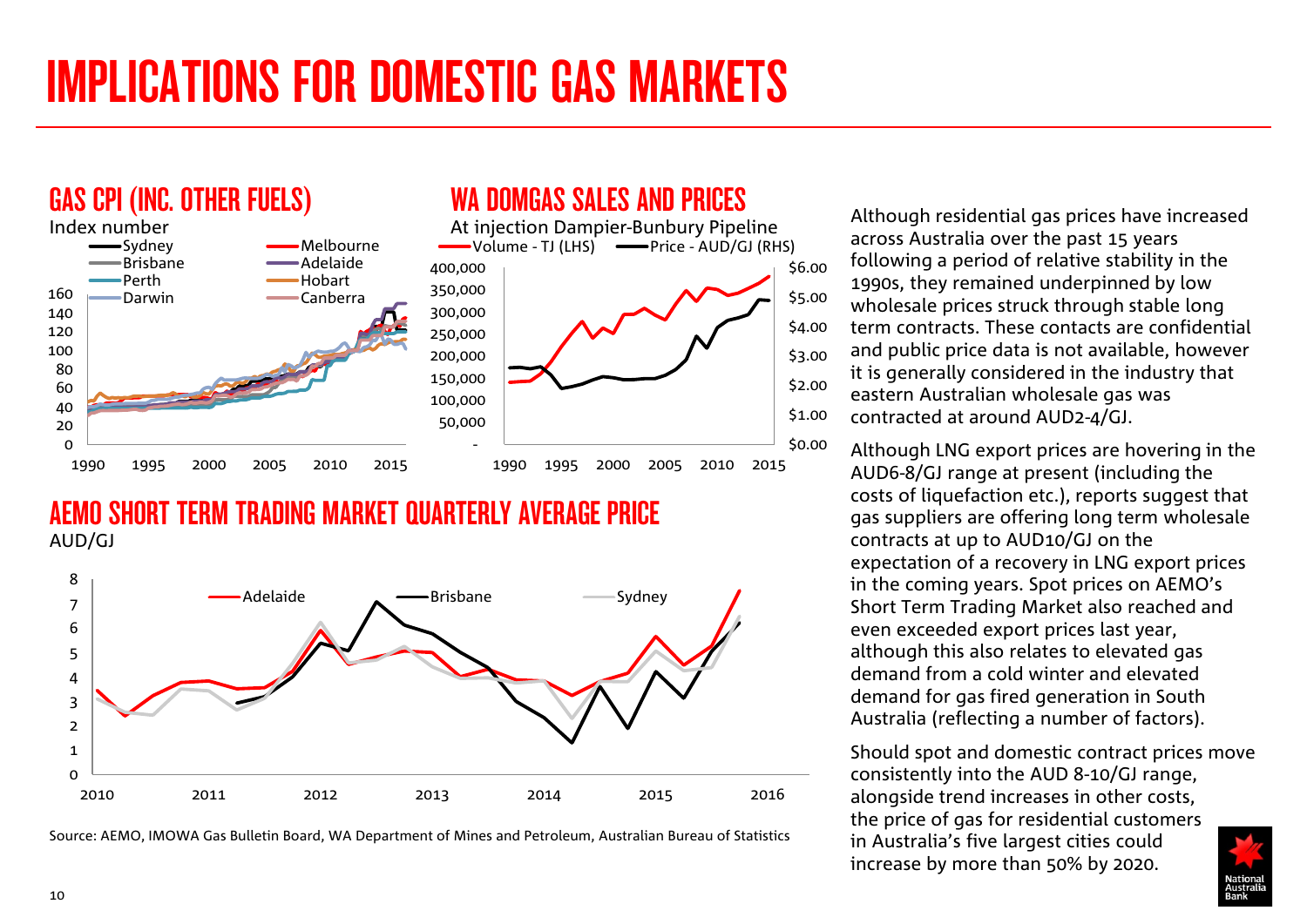# IMPLICATIONS FOR DOMESTIC GAS MARKETS

## GAS CPI (INC. OTHER FUELS)

Index number

## WA DOMGAS SALES AND PRICES

At injection Dampier-Bunbury Pipeline

## AEMO SHORT TERM TRADING MARKET QUARTERLY AVERAGE PRICE

AUD/GJ

Source: AEMO, IMOWA Gas Bulletin Board, WA Department of Mines and Petroleum, Australian Bureau of Statistics

Although residential gas prices have increased across Australia over the past 15 years following a period of relative stability in the 1990s, they remained underpinned by low wholesale prices struck through stable long term contracts. These contacts are confidential and public price data is not available, however it is generally considered in the industry that eastern Australian wholesale gas was contracted at around AUD2-4/GJ.

Although LNG export prices are hovering in the AUD6-8/GJ range at present (including the costs of liquefaction etc.), reports suggest that gas suppliers are offering long term wholesale contracts at up to AUD10/GJ on the expectation of a recovery in LNG export prices in the coming years. Spot prices on AEMO's Short Term Trading Market also reached and even exceeded export prices last year, although this also relates to elevated gas demand from a cold winter and elevated demand for gas fired generation in South Australia (reflecting a number of factors).

Should spot and domestic contract prices move consistently into the AUD 8-10/GJ range, alongside trend increases in other costs, the price of gas for residential customers in Australia's five largest cities could increase by more than 50% by 2020.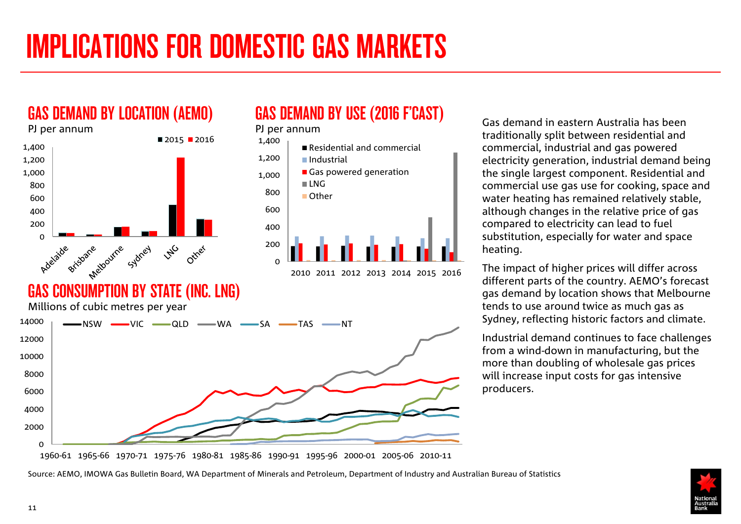# IMPLICATIONS FOR DOMESTIC GAS MARKETS

## GAS DEMAND BY LOCATION (AEMO)

PJ per annum

## GAS DEMAND BY USE (2016 F'CAST)

PJ per annum

## GAS CONSUMPTION BY STATE (INC. LNG)

Millions of cubic metres per year

Gas demand in eastern Australia has been traditionally split between residential and commercial, industrial and gas powered electricity generation, industrial demand being the single largest component. Residential and commercial use gas use for cooking, space and water heating has remained relatively stable, although changes in the relative price of gas compared to electricity can lead to fuel substitution, especially for water and space heating.

The impact of higher prices will differ across different parts of the country. AEMO's forecast gas demand by location shows that Melbourne tends to use around twice as much gas as Sydney, reflecting historic factors and climate.

Industrial demand continues to face challenges from a wind-down in manufacturing, but the more than doubling of wholesale gas prices will increase input costs for gas intensive producers.

Source: AEMO, IMOWA Gas Bulletin Board, WA Department of Minerals and Petroleum, Department of Industry and Australian Bureau of Statistics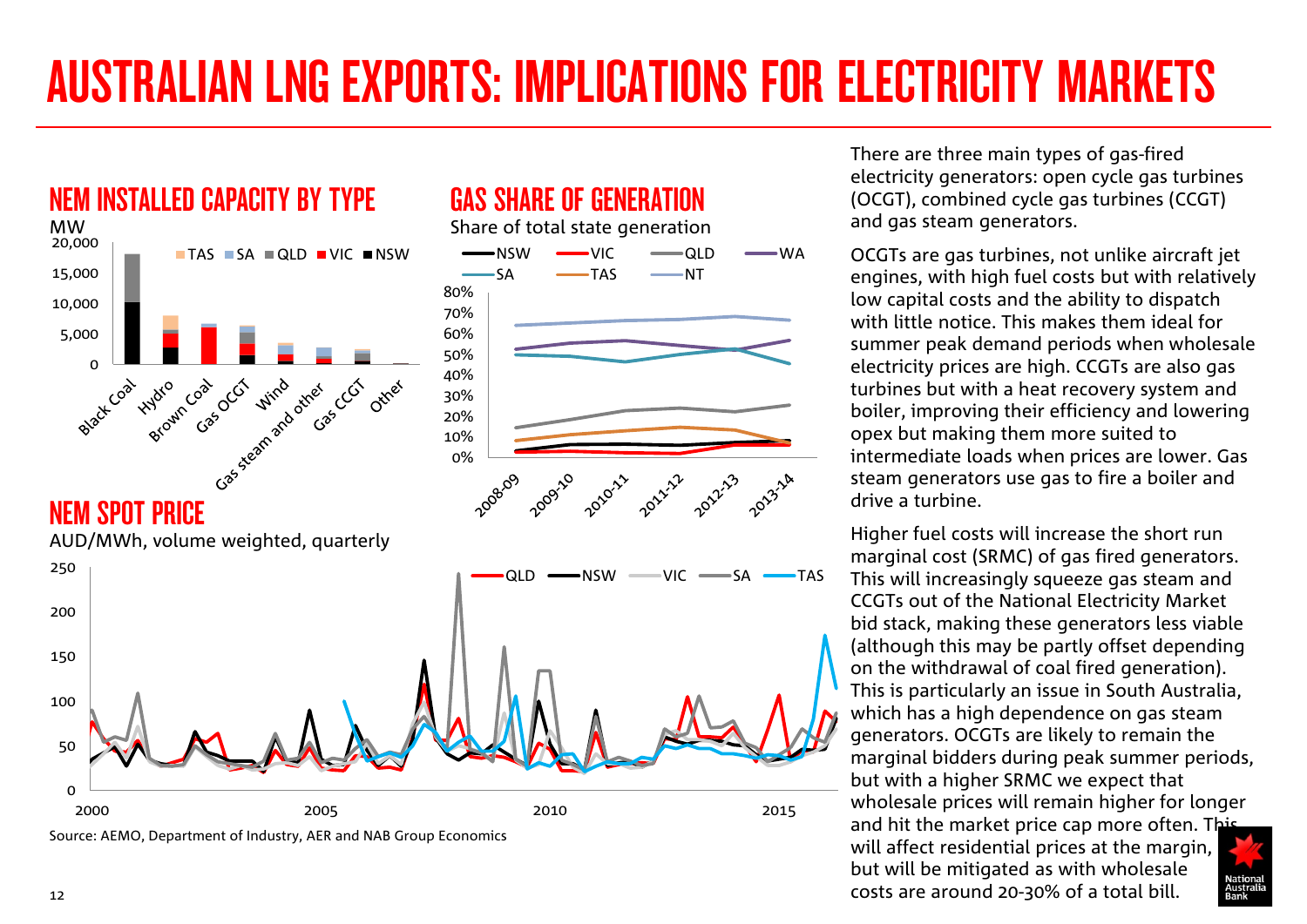# AUSTRALIAN LNG EXPORTS: IMPLICATIONS FOR ELECTRICITY MARKETS

## NEM INSTALLED CAPACITY BY TYPE

MW

## GAS SHARE OF GENERATION

Share of total state generation

## NEM SPOT PRICE

AUD/MWh, volume weighted, quarterly

Source: AEMO, Department of Industry, AER and NAB Group Economics

There are three main types of gas-fired electricity generators: open cycle gas turbines (OCGT), combined cycle gas turbines (CCGT) and gas steam generators.

OCGTs are gas turbines, not unlike aircraft jet engines, with high fuel costs but with relatively low capital costs and the ability to dispatch with little notice. This makes them ideal for summer peak demand periods when wholesale electricity prices are high. CCGTs are also gas turbines but with a heat recovery system and boiler, improving their efficiency and lowering opex but making them more suited to intermediate loads when prices are lower. Gas steam generators use gas to fire a boiler and drive a turbine.

Higher fuel costs will increase the short run marginal cost (SRMC) of gas fired generators. This will increasingly squeeze gas steam and CCGTs out of the National Electricity Market bid stack, making these generators less viable (although this may be partly offset depending on the withdrawal of coal fired generation). This is particularly an issue in South Australia, which has a high dependence on gas steam generators. OCGTs are likely to remain the marginal bidders during peak summer periods, but with a higher SRMC we expect that wholesale prices will remain higher for longer and hit the market price cap more often. This will affect residential prices at the margin, but will be mitigated as with wholesale costs are around 20-30% of a total bill.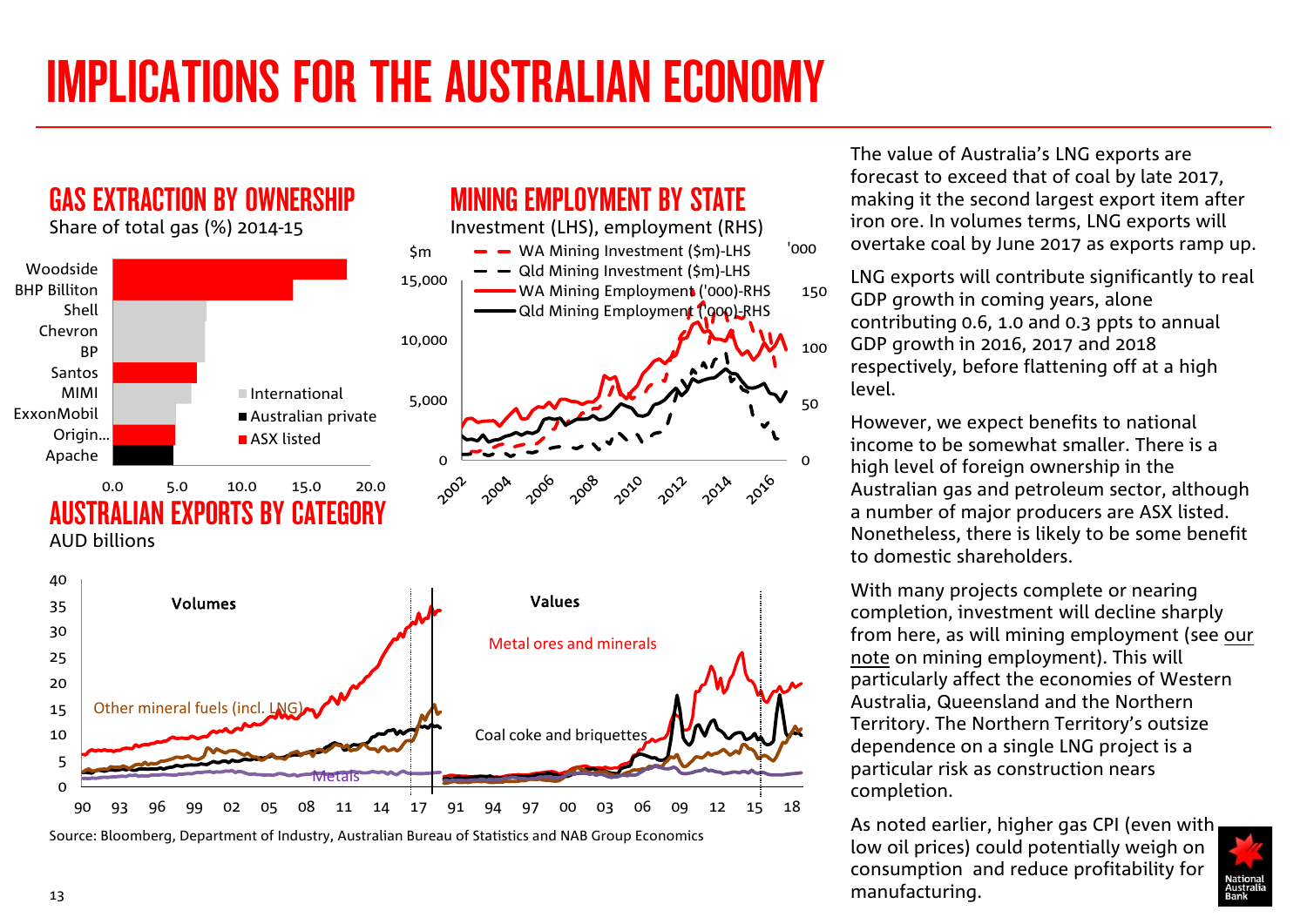# IMPLICATIONS FOR THE AUSTRALIAN ECONOMY

## GAS EXTRACTION BY OWNERSHIP

Share of total gas (%) 2014-15

## MINING EMPLOYMENT BY STATE

Investment (LHS), employment (RHS)

## AUSTRALIAN EXPORTS BY CATEGORY

AUD billions

Source: Bloomberg, Department of Industry, Australian Bureau of Statistics and NAB Group Economics

The value of Australia's LNG exports are forecast to exceed that of coal by late 2017, making it the second largest export item after iron ore. In volumes terms, LNG exports will overtake coal by June 2017 as exports ramp up.

LNG exports will contribute significantly to real GDP growth in coming years, alone contributing 0.6, 1.0 and 0.3 ppts to annual GDP growth in 2016, 2017 and 2018 respectively, before flattening off at a high level.

However, we expect benefits to national income to be somewhat smaller. There is a high level of foreign ownership in the Australian gas and petroleum sector, although a number of major producers are ASX listed. Nonetheless, there is likely to be some benefit to domestic shareholders.

With many projects complete or nearing completion, investment will decline sharply from here, as will mining employment (see our note on mining employment). This will particularly affect the economies of Western Australia, Queensland and the Northern Territory. The Northern Territory's outsize dependence on a single LNG project is a particular risk as construction nears completion.

As noted earlier, higher gas CPI (even with low oil prices) could potentially weigh on consumption and reduce profitability for manufacturing.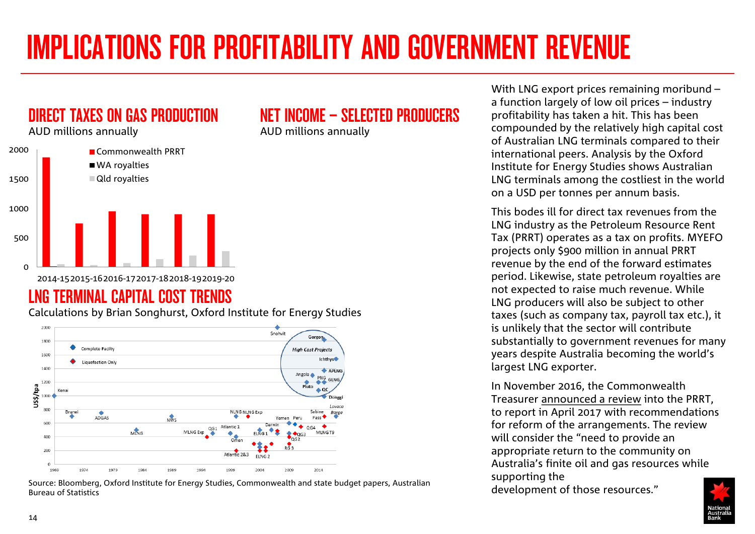# IMPLICATIONS FOR PROFITABILITY AND GOVERNMENT REVENUE

## DIRECT TAXES ON GAS PRODUCTION

AUD millions annually

2000
1500
1000
500
0

Commonwealth PRRT
WA royalties
Qld royalties

2014-15 2015-16 2016-17 2017-18 2018-19 2019-20

## NET INCOME – SELECTED PRODUCERS

AUD millions annually

## LNG TERMINAL CAPITAL COST TRENDS

Calculations by Brian Songhurst, Oxford Institute for Energy Studies

US$/tpa

2000
1800
1600
1400
1200
1000
800
600
400
200
0

1969 1974 1979 1984 1989 1994 1999 2004 2009 2014

Complete Facility
Liquefaction Only
High Cost Projects

Snohvit, Gorgon, Ichthys, APLNG, Angola, PNG, GLNG, Pluto, QC, Donggi, Kenai, Lavaca Barge, Brunei, ADGAS, NWS, NLNG, NLNG Exp, Sabine Pass, Yemen, Peru, MLNG, MLNG Exp, QG1, Atlantic 1, Darwin, QG4, MLNG T9, ELNG 1, QG3, QG2, Oman, RG 3, Atlantic 2&3, ELNG 2

Source: Bloomberg, Oxford Institute for Energy Studies, Commonwealth and state budget papers, Australian Bureau of Statistics

With LNG export prices remaining moribund – a function largely of low oil prices – industry profitability has taken a hit. This has been compounded by the relatively high capital cost of Australian LNG terminals compared to their international peers. Analysis by the Oxford Institute for Energy Studies shows Australian LNG terminals among the costliest in the world on a USD per tonnes per annum basis.

This bodes ill for direct tax revenues from the LNG industry as the Petroleum Resource Rent Tax (PRRT) operates as a tax on profits. MYEFO projects only $900 million in annual PRRT revenue by the end of the forward estimates period. Likewise, state petroleum royalties are not expected to raise much revenue. While LNG producers will also be subject to other taxes (such as company tax, payroll tax etc.), it is unlikely that the sector will contribute substantially to government revenues for many years despite Australia becoming the world's largest LNG exporter.

In November 2016, the Commonwealth Treasurer announced a review into the PRRT, to report in April 2017 with recommendations for reform of the arrangements. The review will consider the "need to provide an appropriate return to the community on Australia's finite oil and gas resources while supporting the development of those resources."